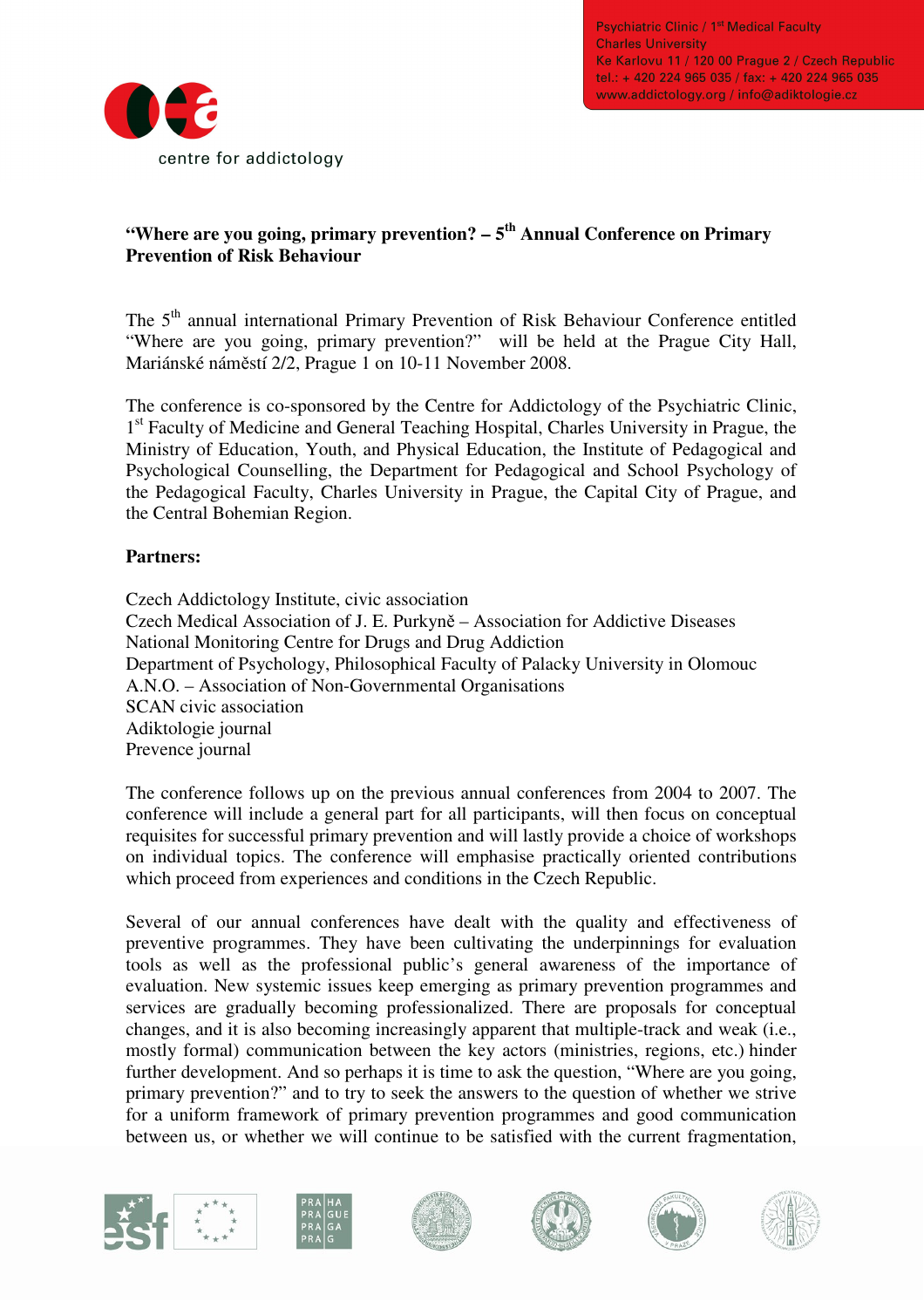Psychiatric Clinic / 1st Medical Faculty
Charles University
Ke Karlovu 11 / 120 00 Prague 2 / Czech Republic
tel.: + 420 224 965 035 / fax: + 420 224 965 035
www.addictology.org / info@adiktologie.cz

centre for addictology

# "Where are you going, primary prevention? – 5th Annual Conference on Primary Prevention of Risk Behaviour

The 5th annual international Primary Prevention of Risk Behaviour Conference entitled "Where are you going, primary prevention?" will be held at the Prague City Hall, Mariánské náměstí 2/2, Prague 1 on 10-11 November 2008.

The conference is co-sponsored by the Centre for Addictology of the Psychiatric Clinic, 1st Faculty of Medicine and General Teaching Hospital, Charles University in Prague, the Ministry of Education, Youth, and Physical Education, the Institute of Pedagogical and Psychological Counselling, the Department for Pedagogical and School Psychology of the Pedagogical Faculty, Charles University in Prague, the Capital City of Prague, and the Central Bohemian Region.

**Partners:**

Czech Addictology Institute, civic association
Czech Medical Association of J. E. Purkyně – Association for Addictive Diseases
National Monitoring Centre for Drugs and Drug Addiction
Department of Psychology, Philosophical Faculty of Palacky University in Olomouc
A.N.O. – Association of Non-Governmental Organisations
SCAN civic association
Adiktologie journal
Prevence journal

The conference follows up on the previous annual conferences from 2004 to 2007. The conference will include a general part for all participants, will then focus on conceptual requisites for successful primary prevention and will lastly provide a choice of workshops on individual topics. The conference will emphasise practically oriented contributions which proceed from experiences and conditions in the Czech Republic.

Several of our annual conferences have dealt with the quality and effectiveness of preventive programmes. They have been cultivating the underpinnings for evaluation tools as well as the professional public's general awareness of the importance of evaluation. New systemic issues keep emerging as primary prevention programmes and services are gradually becoming professionalized. There are proposals for conceptual changes, and it is also becoming increasingly apparent that multiple-track and weak (i.e., mostly formal) communication between the key actors (ministries, regions, etc.) hinder further development. And so perhaps it is time to ask the question, "Where are you going, primary prevention?" and to try to seek the answers to the question of whether we strive for a uniform framework of primary prevention programmes and good communication between us, or whether we will continue to be satisfied with the current fragmentation,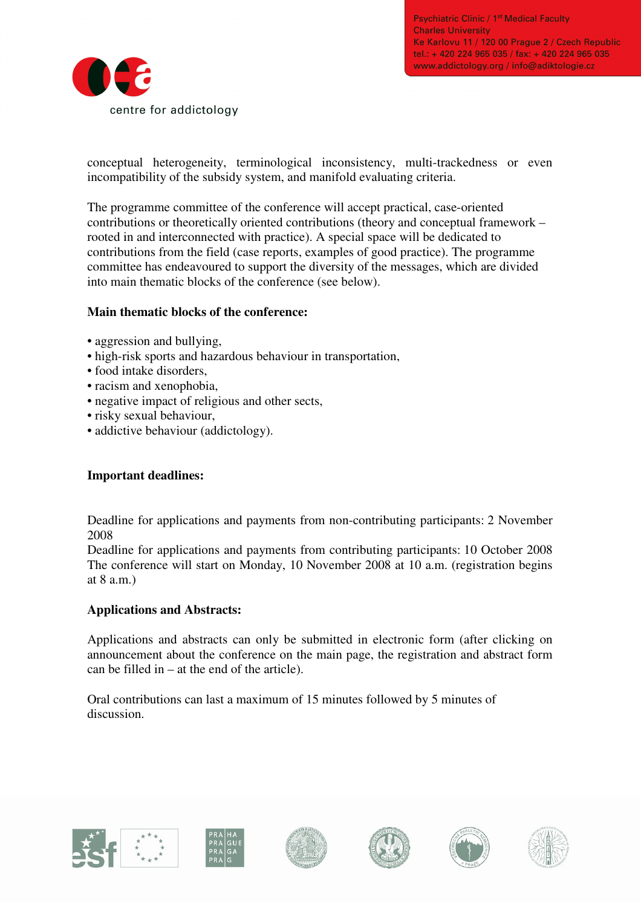conceptual heterogeneity, terminological inconsistency, multi-trackedness or even incompatibility of the subsidy system, and manifold evaluating criteria.

The programme committee of the conference will accept practical, case-oriented contributions or theoretically oriented contributions (theory and conceptual framework – rooted in and interconnected with practice). A special space will be dedicated to contributions from the field (case reports, examples of good practice). The programme committee has endeavoured to support the diversity of the messages, which are divided into main thematic blocks of the conference (see below).

**Main thematic blocks of the conference:**

- aggression and bullying,
- high-risk sports and hazardous behaviour in transportation,
- food intake disorders,
- racism and xenophobia,
- negative impact of religious and other sects,
- risky sexual behaviour,
- addictive behaviour (addictology).

**Important deadlines:**

Deadline for applications and payments from non-contributing participants: 2 November 2008
Deadline for applications and payments from contributing participants: 10 October 2008
The conference will start on Monday, 10 November 2008 at 10 a.m. (registration begins at 8 a.m.)

**Applications and Abstracts:**

Applications and abstracts can only be submitted in electronic form (after clicking on announcement about the conference on the main page, the registration and abstract form can be filled in – at the end of the article).

Oral contributions can last a maximum of 15 minutes followed by 5 minutes of discussion.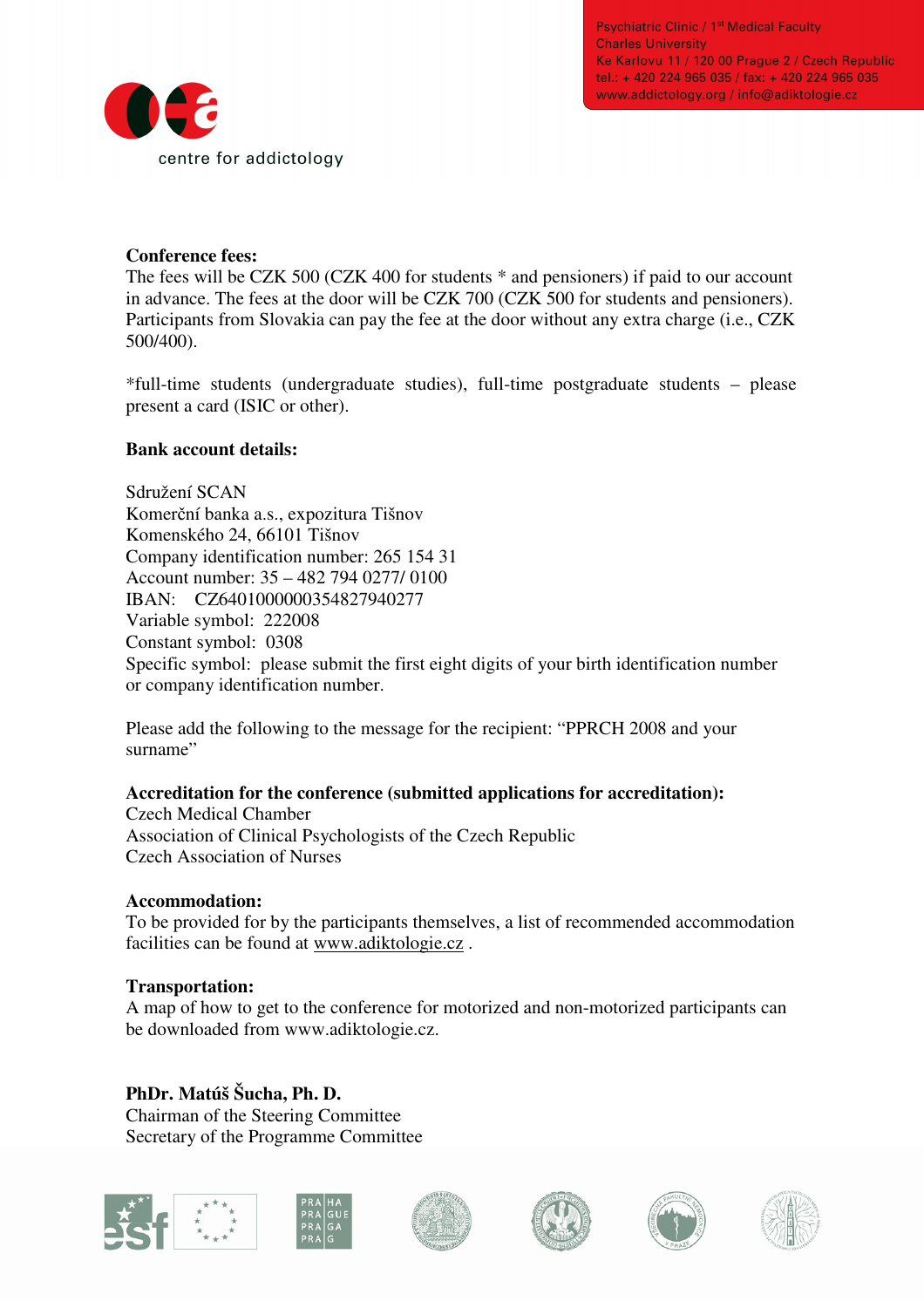**Conference fees:**

The fees will be CZK 500 (CZK 400 for students * and pensioners) if paid to our account in advance. The fees at the door will be CZK 700 (CZK 500 for students and pensioners). Participants from Slovakia can pay the fee at the door without any extra charge (i.e., CZK 500/400).

*full-time students (undergraduate studies), full-time postgraduate students – please present a card (ISIC or other).

**Bank account details:**

Sdružení SCAN
Komerční banka a.s., expozitura Tišnov
Komenského 24, 66101 Tišnov
Company identification number: 265 154 31
Account number: 35 – 482 794 0277/ 0100
IBAN: CZ6401000000354827940277
Variable symbol: 222008
Constant symbol: 0308
Specific symbol: please submit the first eight digits of your birth identification number or company identification number.

Please add the following to the message for the recipient: "PPRCH 2008 and your surname"

**Accreditation for the conference (submitted applications for accreditation):**

Czech Medical Chamber
Association of Clinical Psychologists of the Czech Republic
Czech Association of Nurses

**Accommodation:**

To be provided for by the participants themselves, a list of recommended accommodation facilities can be found at www.adiktologie.cz .

**Transportation:**

A map of how to get to the conference for motorized and non-motorized participants can be downloaded from www.adiktologie.cz.

**PhDr. Matúš Šucha, Ph. D.**
Chairman of the Steering Committee
Secretary of the Programme Committee